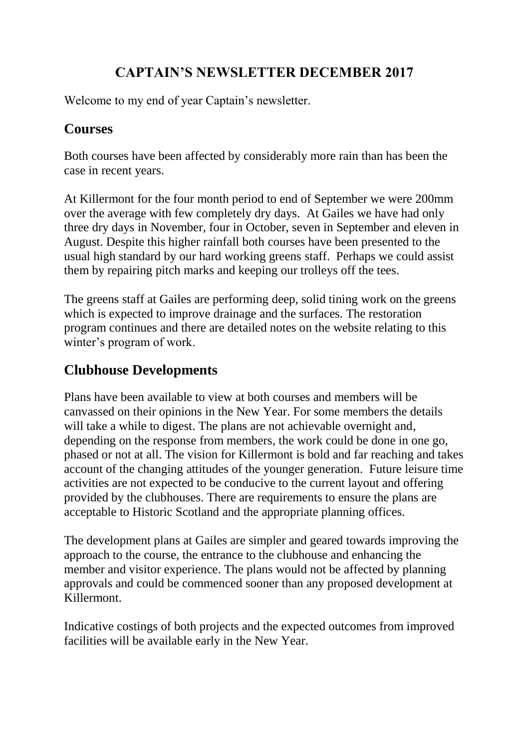# CAPTAIN'S NEWSLETTER DECEMBER 2017

Welcome to my end of year Captain's newsletter.

## Courses

Both courses have been affected by considerably more rain than has been the case in recent years.

At Killermont for the four month period to end of September we were 200mm over the average with few completely dry days. At Gailes we have had only three dry days in November, four in October, seven in September and eleven in August. Despite this higher rainfall both courses have been presented to the usual high standard by our hard working greens staff. Perhaps we could assist them by repairing pitch marks and keeping our trolleys off the tees.

The greens staff at Gailes are performing deep, solid tining work on the greens which is expected to improve drainage and the surfaces. The restoration program continues and there are detailed notes on the website relating to this winter's program of work.

## Clubhouse Developments

Plans have been available to view at both courses and members will be canvassed on their opinions in the New Year. For some members the details will take a while to digest. The plans are not achievable overnight and, depending on the response from members, the work could be done in one go, phased or not at all. The vision for Killermont is bold and far reaching and takes account of the changing attitudes of the younger generation. Future leisure time activities are not expected to be conducive to the current layout and offering provided by the clubhouses. There are requirements to ensure the plans are acceptable to Historic Scotland and the appropriate planning offices.

The development plans at Gailes are simpler and geared towards improving the approach to the course, the entrance to the clubhouse and enhancing the member and visitor experience. The plans would not be affected by planning approvals and could be commenced sooner than any proposed development at Killermont.

Indicative costings of both projects and the expected outcomes from improved facilities will be available early in the New Year.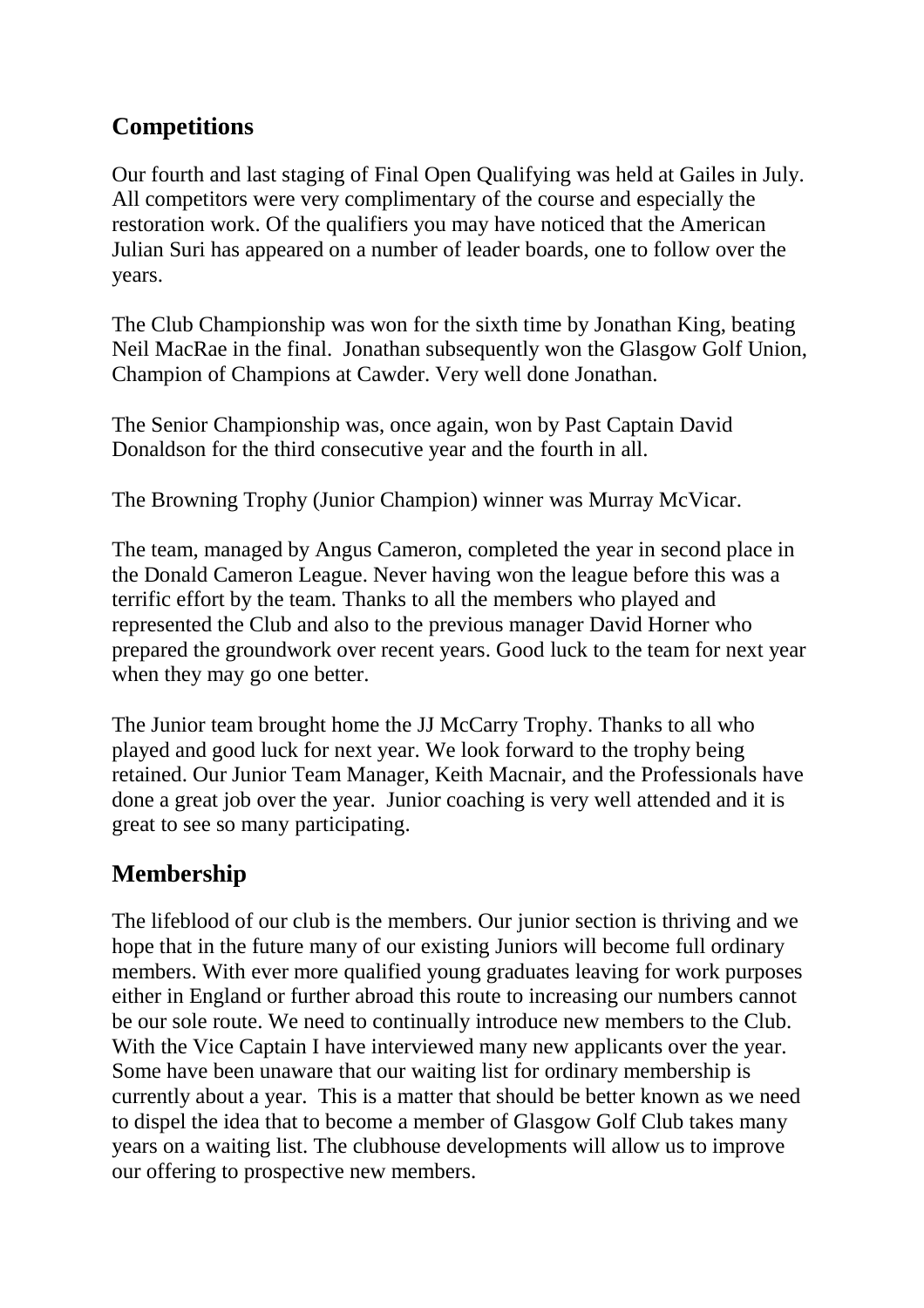## Competitions

Our fourth and last staging of Final Open Qualifying was held at Gailes in July. All competitors were very complimentary of the course and especially the restoration work. Of the qualifiers you may have noticed that the American Julian Suri has appeared on a number of leader boards, one to follow over the years.

The Club Championship was won for the sixth time by Jonathan King, beating Neil MacRae in the final. Jonathan subsequently won the Glasgow Golf Union, Champion of Champions at Cawder. Very well done Jonathan.

The Senior Championship was, once again, won by Past Captain David Donaldson for the third consecutive year and the fourth in all.

The Browning Trophy (Junior Champion) winner was Murray McVicar.

The team, managed by Angus Cameron, completed the year in second place in the Donald Cameron League. Never having won the league before this was a terrific effort by the team. Thanks to all the members who played and represented the Club and also to the previous manager David Horner who prepared the groundwork over recent years. Good luck to the team for next year when they may go one better.

The Junior team brought home the JJ McCarry Trophy. Thanks to all who played and good luck for next year. We look forward to the trophy being retained. Our Junior Team Manager, Keith Macnair, and the Professionals have done a great job over the year. Junior coaching is very well attended and it is great to see so many participating.

## Membership

The lifeblood of our club is the members. Our junior section is thriving and we hope that in the future many of our existing Juniors will become full ordinary members. With ever more qualified young graduates leaving for work purposes either in England or further abroad this route to increasing our numbers cannot be our sole route. We need to continually introduce new members to the Club. With the Vice Captain I have interviewed many new applicants over the year. Some have been unaware that our waiting list for ordinary membership is currently about a year. This is a matter that should be better known as we need to dispel the idea that to become a member of Glasgow Golf Club takes many years on a waiting list. The clubhouse developments will allow us to improve our offering to prospective new members.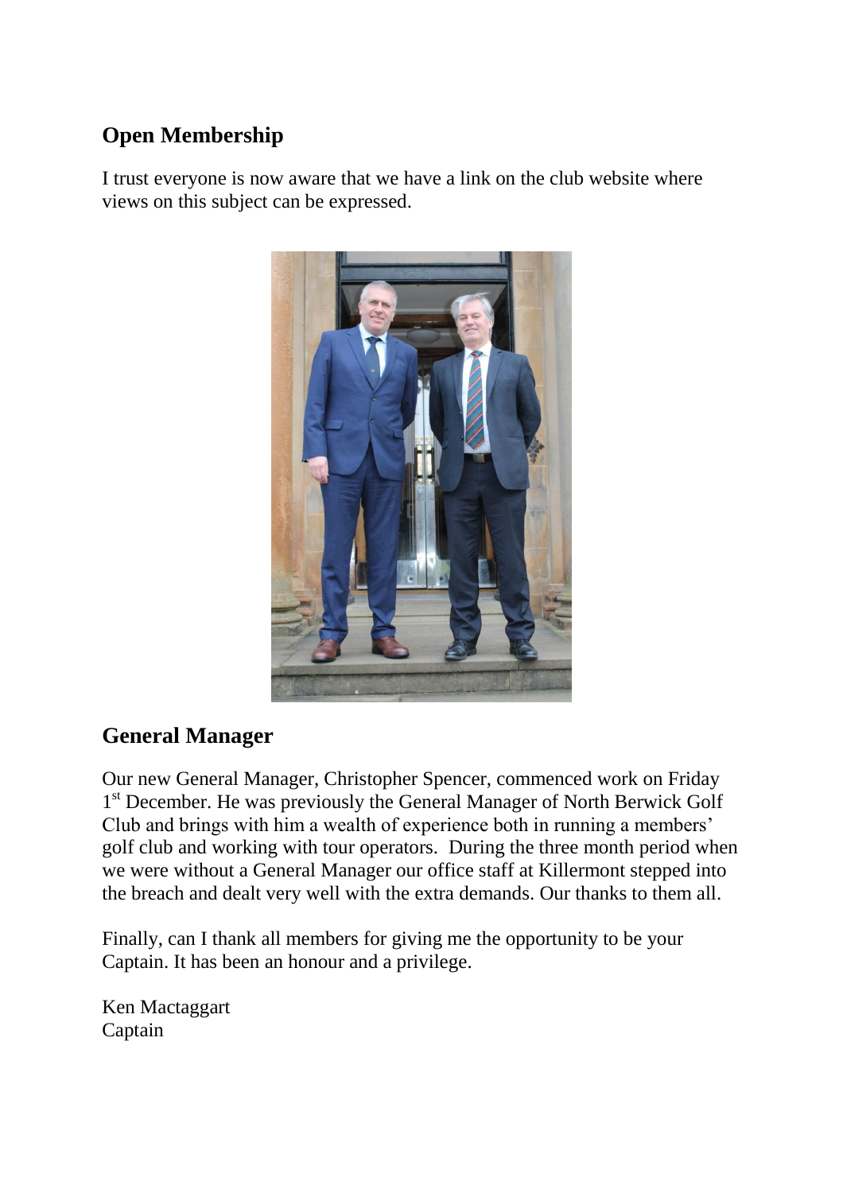## Open Membership

I trust everyone is now aware that we have a link on the club website where views on this subject can be expressed.

## General Manager

Our new General Manager, Christopher Spencer, commenced work on Friday 1st December. He was previously the General Manager of North Berwick Golf Club and brings with him a wealth of experience both in running a members' golf club and working with tour operators. During the three month period when we were without a General Manager our office staff at Killermont stepped into the breach and dealt very well with the extra demands. Our thanks to them all.

Finally, can I thank all members for giving me the opportunity to be your Captain. It has been an honour and a privilege.

Ken Mactaggart
Captain